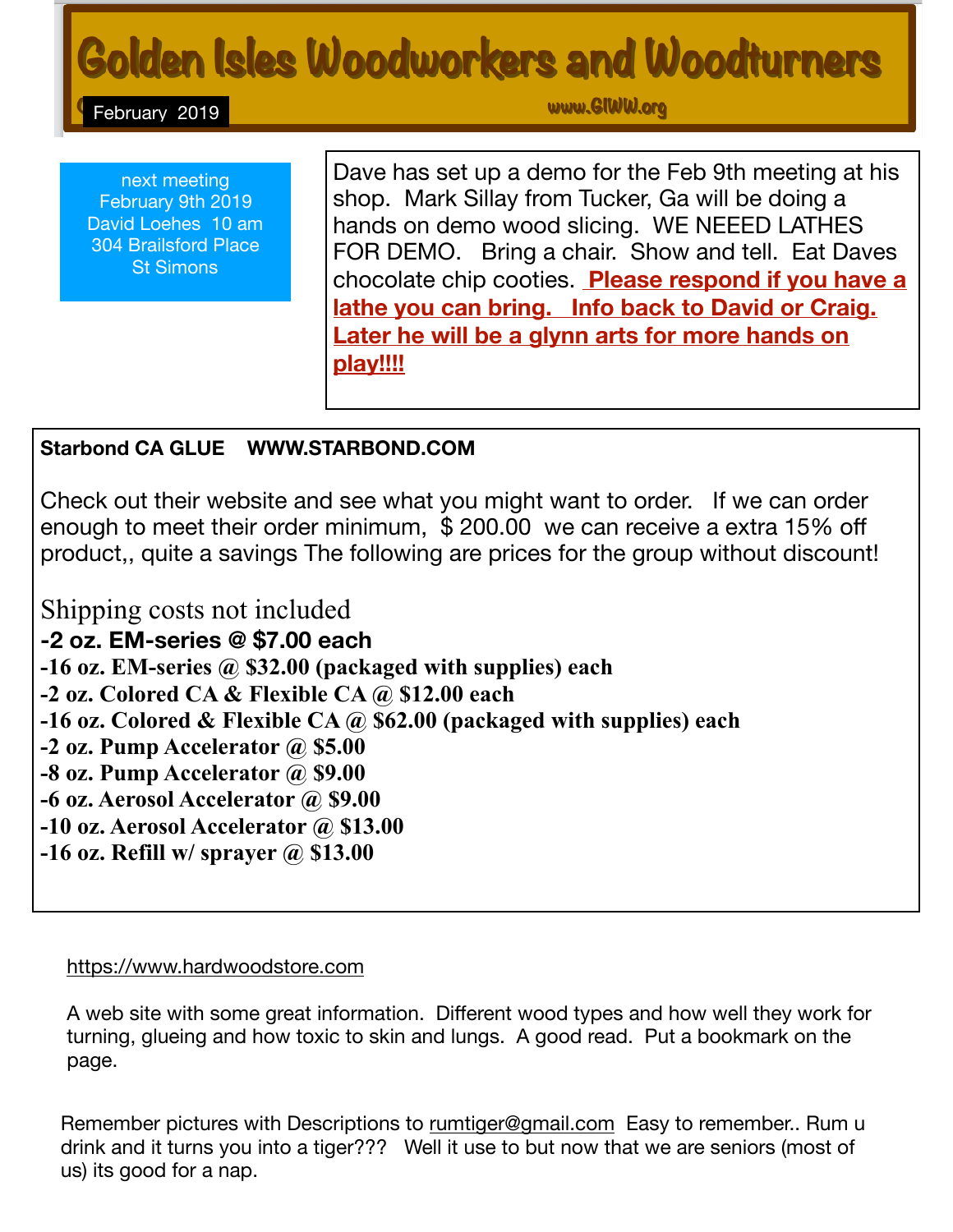# Golden Isles Woodworkers and Woodturners

February 2019

www.GIWW.org

next meeting
February 9th 2019
David Loehes 10 am
304 Brailsford Place
St Simons

Dave has set up a demo for the Feb 9th meeting at his shop. Mark Sillay from Tucker, Ga will be doing a hands on demo wood slicing. WE NEEED LATHES FOR DEMO. Bring a chair. Show and tell. Eat Daves chocolate chip cooties. **Please respond if you have a lathe you can bring. Info back to David or Craig. Later he will be a glynn arts for more hands on play!!!!**

**Starbond CA GLUE WWW.STARBOND.COM**

Check out their website and see what you might want to order. If we can order enough to meet their order minimum, $ 200.00 we can receive a extra 15% off product,, quite a savings The following are prices for the group without discount!

Shipping costs not included

**-2 oz. EM-series @ $7.00 each**
**-16 oz. EM-series @ $32.00 (packaged with supplies) each**
**-2 oz. Colored CA & Flexible CA @ $12.00 each**
**-16 oz. Colored & Flexible CA @ $62.00 (packaged with supplies) each**
**-2 oz. Pump Accelerator @ $5.00**
**-8 oz. Pump Accelerator @ $9.00**
**-6 oz. Aerosol Accelerator @ $9.00**
**-10 oz. Aerosol Accelerator @ $13.00**
**-16 oz. Refill w/ sprayer @ $13.00**

https://www.hardwoodstore.com

A web site with some great information. Different wood types and how well they work for turning, glueing and how toxic to skin and lungs. A good read. Put a bookmark on the page.

Remember pictures with Descriptions to rumtiger@gmail.com Easy to remember.. Rum u drink and it turns you into a tiger??? Well it use to but now that we are seniors (most of us) its good for a nap.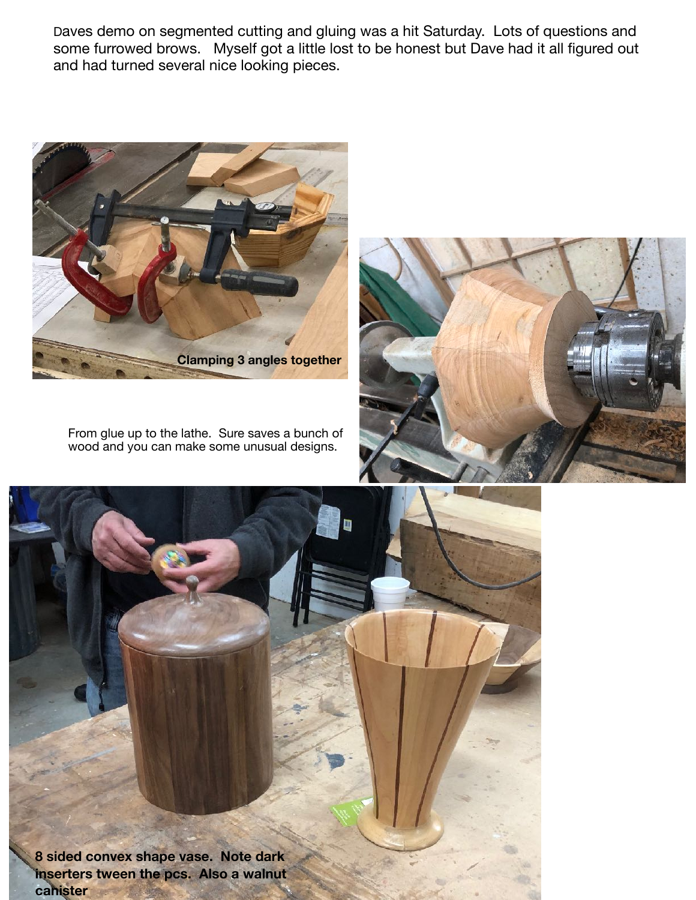Daves demo on segmented cutting and gluing was a hit Saturday. Lots of questions and some furrowed brows. Myself got a little lost to be honest but Dave had it all figured out and had turned several nice looking pieces.

**Clamping 3 angles together**

From glue up to the lathe. Sure saves a bunch of wood and you can make some unusual designs.

**8 sided convex shape vase. Note dark inserters tween the pcs. Also a walnut canister**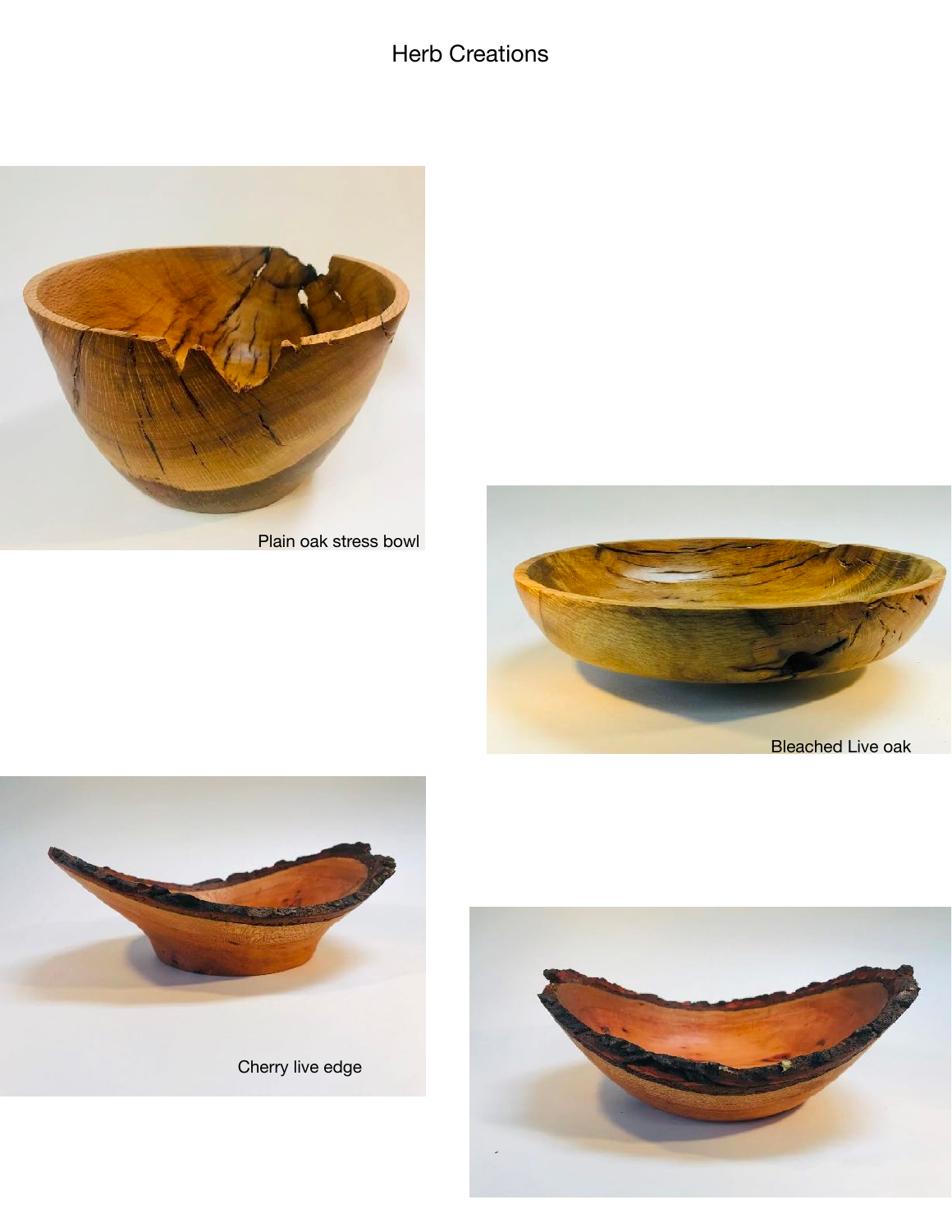# Herb Creations

Plain oak stress bowl

Bleached Live oak

Cherry live edge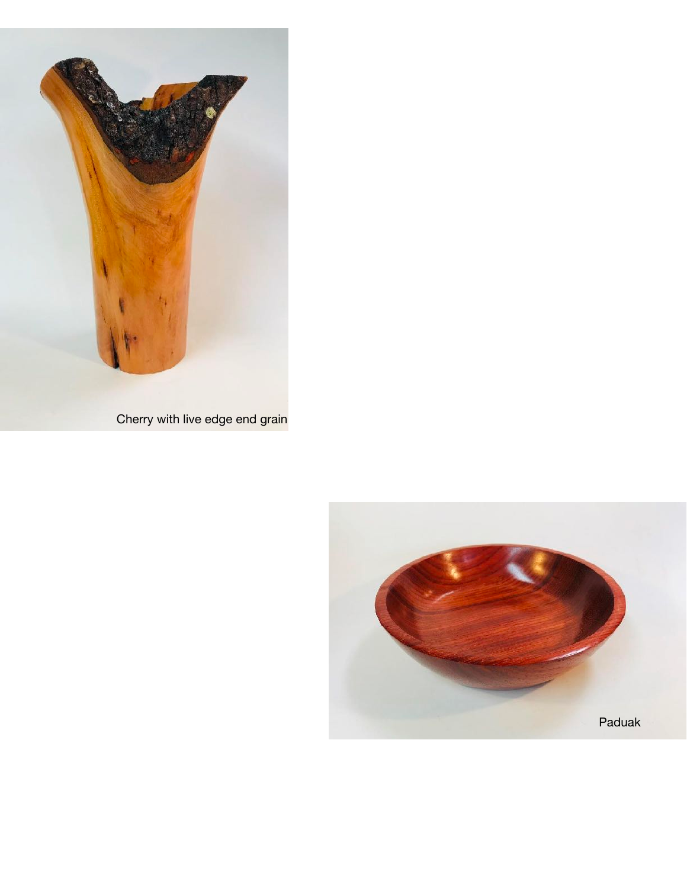Cherry with live edge end grain

Paduak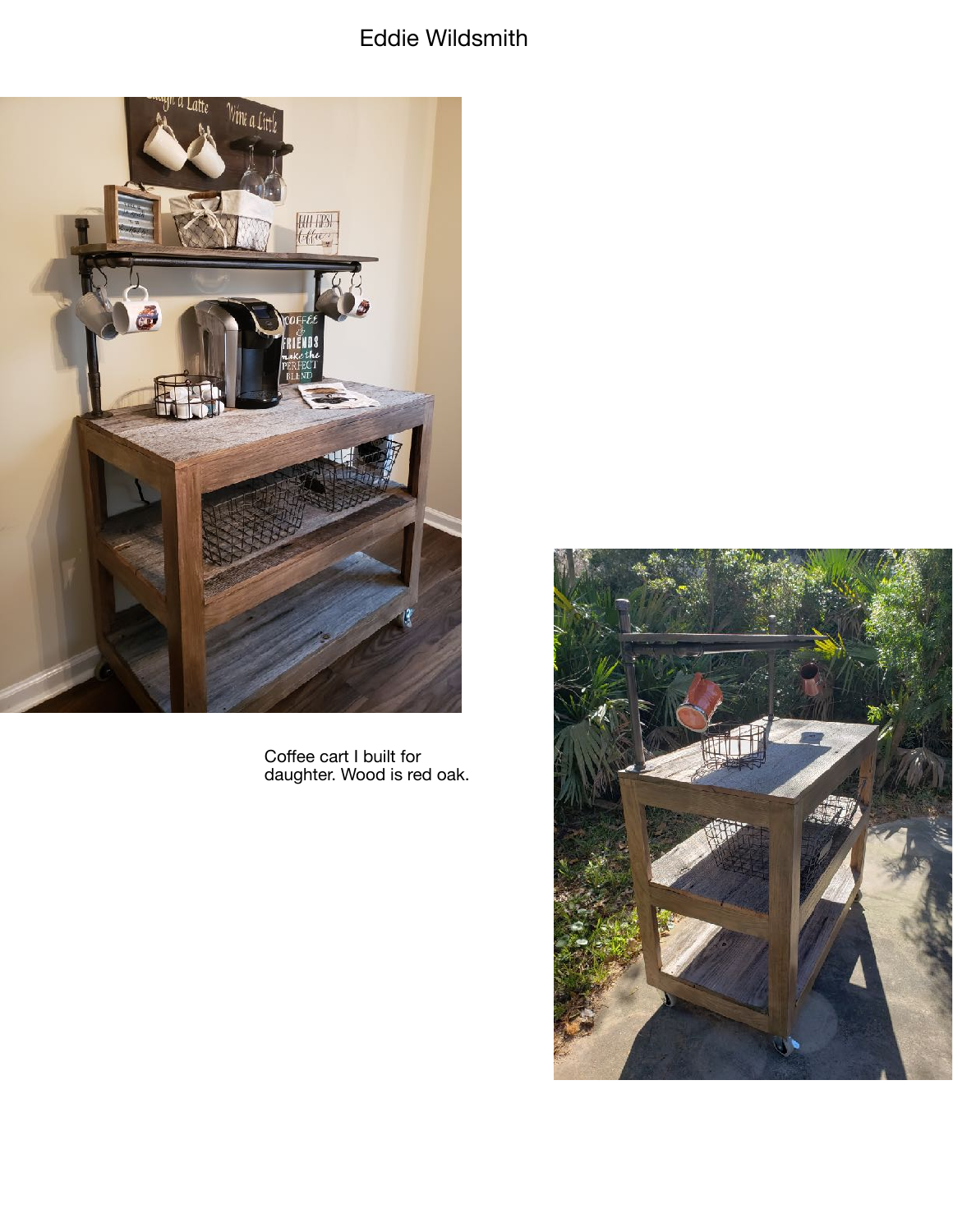Eddie Wildsmith

Coffee cart I built for daughter. Wood is red oak.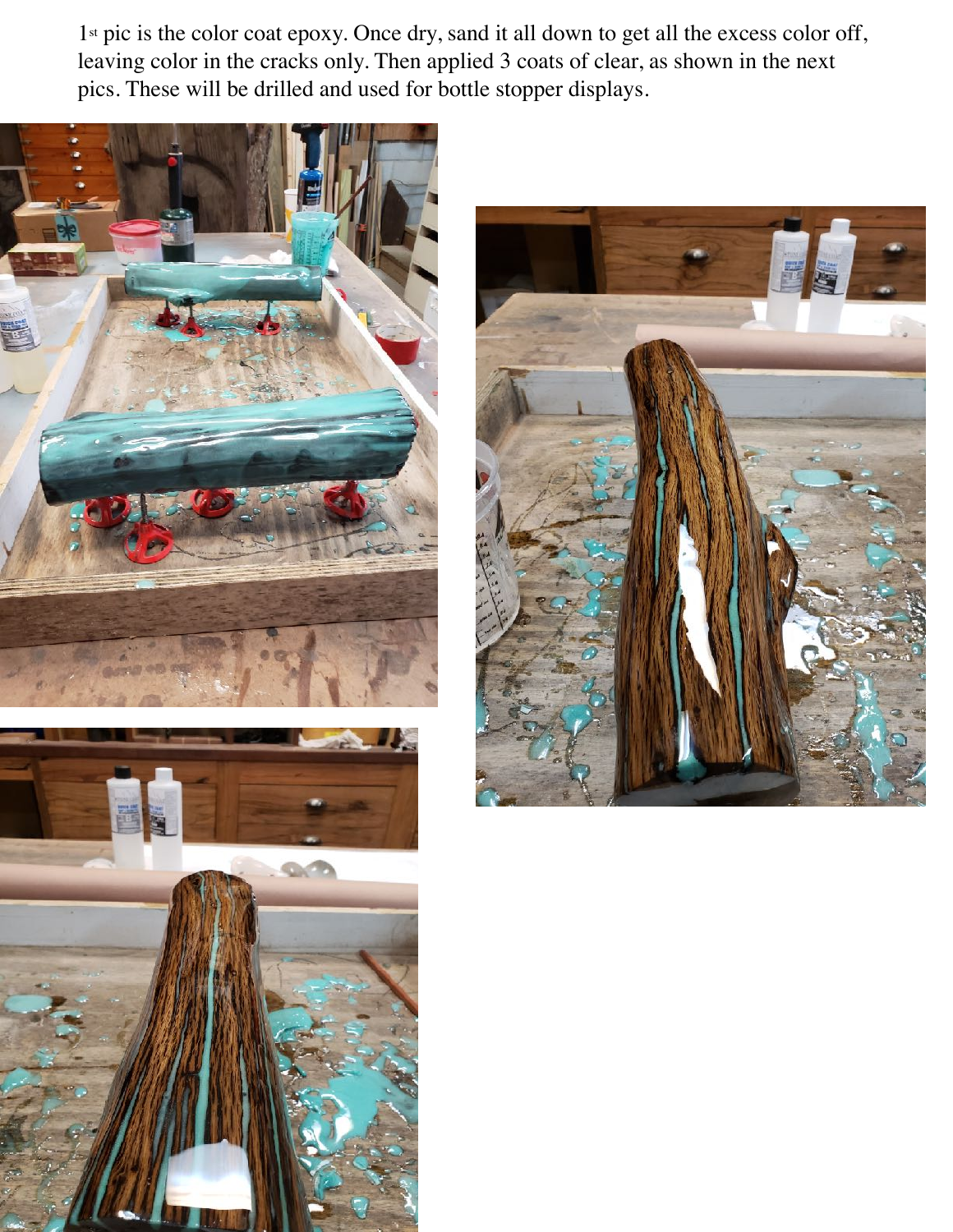1st pic is the color coat epoxy. Once dry, sand it all down to get all the excess color off, leaving color in the cracks only. Then applied 3 coats of clear, as shown in the next pics. These will be drilled and used for bottle stopper displays.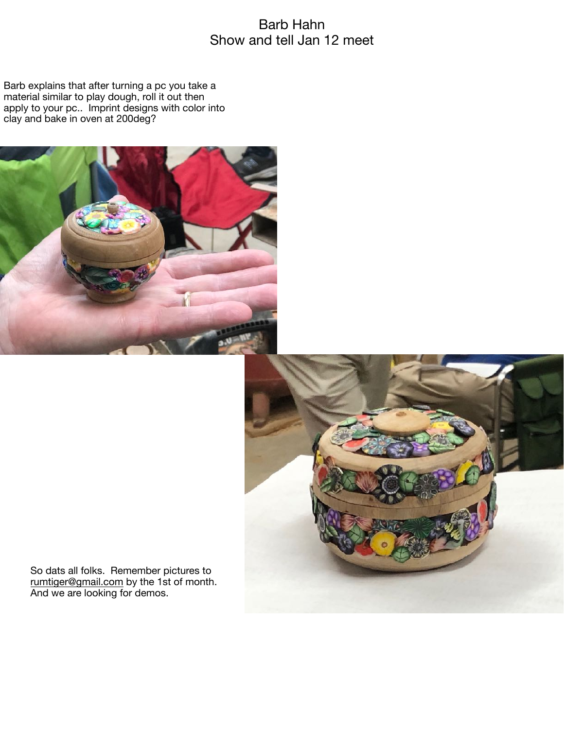# Barb Hahn
## Show and tell Jan 12 meet

Barb explains that after turning a pc you take a material similar to play dough, roll it out then apply to your pc.. Imprint designs with color into clay and bake in oven at 200deg?

So dats all folks. Remember pictures to rumtiger@gmail.com by the 1st of month. And we are looking for demos.